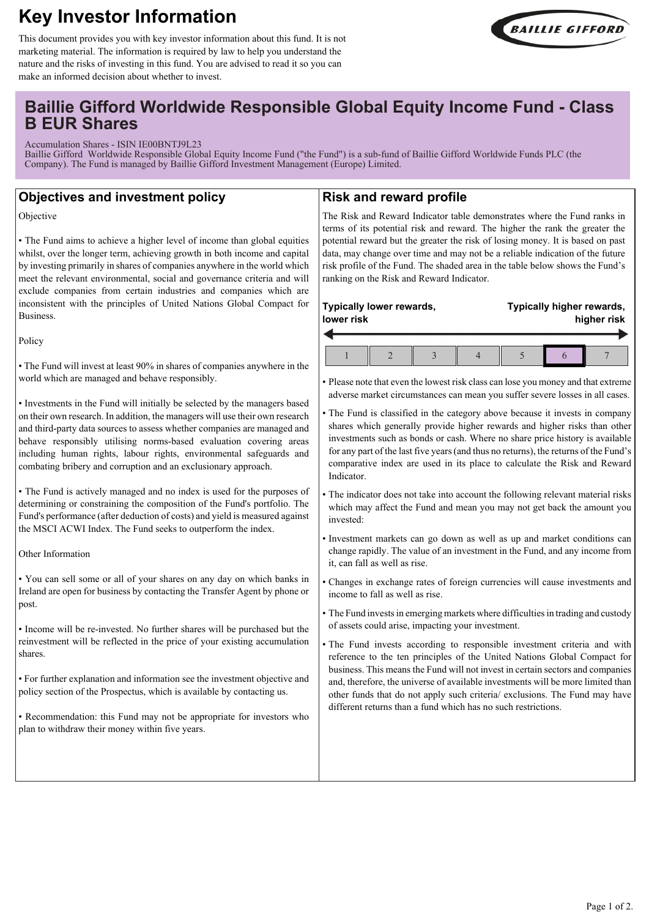# Key Investor Information

This document provides you with key investor information about this fund. It is not marketing material. The information is required by law to help you understand the nature and the risks of investing in this fund. You are advised to read it so you can make an informed decision about whether to invest.

## Baillie Gifford Worldwide Responsible Global Equity Income Fund - Class B EUR Shares

Accumulation Shares - ISIN IE00BNTJ9L23
Baillie Gifford Worldwide Responsible Global Equity Income Fund ("the Fund") is a sub-fund of Baillie Gifford Worldwide Funds PLC (the Company). The Fund is managed by Baillie Gifford Investment Management (Europe) Limited.

## Objectives and investment policy

Objective

- The Fund aims to achieve a higher level of income than global equities whilst, over the longer term, achieving growth in both income and capital by investing primarily in shares of companies anywhere in the world which meet the relevant environmental, social and governance criteria and will exclude companies from certain industries and companies which are inconsistent with the principles of United Nations Global Compact for Business.

Policy

- The Fund will invest at least 90% in shares of companies anywhere in the world which are managed and behave responsibly.

- Investments in the Fund will initially be selected by the managers based on their own research. In addition, the managers will use their own research and third-party data sources to assess whether companies are managed and behave responsibly utilising norms-based evaluation covering areas including human rights, labour rights, environmental safeguards and combating bribery and corruption and an exclusionary approach.

- The Fund is actively managed and no index is used for the purposes of determining or constraining the composition of the Fund's portfolio. The Fund's performance (after deduction of costs) and yield is measured against the MSCI ACWI Index. The Fund seeks to outperform the index.

Other Information

- You can sell some or all of your shares on any day on which banks in Ireland are open for business by contacting the Transfer Agent by phone or post.

- Income will be re-invested. No further shares will be purchased but the reinvestment will be reflected in the price of your existing accumulation shares.

- For further explanation and information see the investment objective and policy section of the Prospectus, which is available by contacting us.

- Recommendation: this Fund may not be appropriate for investors who plan to withdraw their money within five years.

## Risk and reward profile

The Risk and Reward Indicator table demonstrates where the Fund ranks in terms of its potential risk and reward. The higher the rank the greater the potential reward but the greater the risk of losing money. It is based on past data, may change over time and may not be a reliable indication of the future risk profile of the Fund. The shaded area in the table below shows the Fund's ranking on the Risk and Reward Indicator.

**Typically lower rewards, lower risk** — **Typically higher rewards, higher risk**

| 1 | 2 | 3 | 4 | 5 | **6** | 7 |
|---|---|---|---|---|---|---|

- Please note that even the lowest risk class can lose you money and that extreme adverse market circumstances can mean you suffer severe losses in all cases.
- The Fund is classified in the category above because it invests in company shares which generally provide higher rewards and higher risks than other investments such as bonds or cash. Where no share price history is available for any part of the last five years (and thus no returns), the returns of the Fund's comparative index are used in its place to calculate the Risk and Reward Indicator.
- The indicator does not take into account the following relevant material risks which may affect the Fund and mean you may not get back the amount you invested:
- Investment markets can go down as well as up and market conditions can change rapidly. The value of an investment in the Fund, and any income from it, can fall as well as rise.
- Changes in exchange rates of foreign currencies will cause investments and income to fall as well as rise.
- The Fund invests in emerging markets where difficulties in trading and custody of assets could arise, impacting your investment.
- The Fund invests according to responsible investment criteria and with reference to the ten principles of the United Nations Global Compact for business. This means the Fund will not invest in certain sectors and companies and, therefore, the universe of available investments will be more limited than other funds that do not apply such criteria/ exclusions. The Fund may have different returns than a fund which has no such restrictions.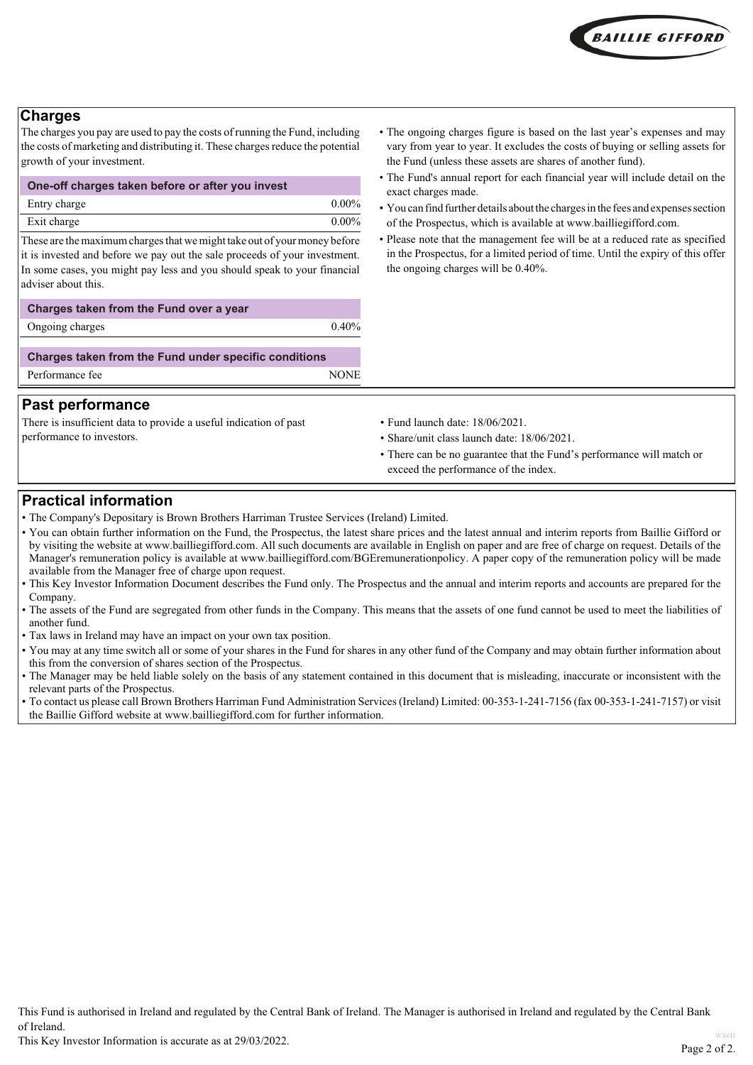## Charges

The charges you pay are used to pay the costs of running the Fund, including the costs of marketing and distributing it. These charges reduce the potential growth of your investment.

| One-off charges taken before or after you invest | |
|---|---|
| Entry charge | 0.00% |
| Exit charge | 0.00% |

These are the maximum charges that we might take out of your money before it is invested and before we pay out the sale proceeds of your investment. In some cases, you might pay less and you should speak to your financial adviser about this.

| Charges taken from the Fund over a year | |
|---|---|
| Ongoing charges | 0.40% |

| Charges taken from the Fund under specific conditions | |
|---|---|
| Performance fee | NONE |

- The ongoing charges figure is based on the last year's expenses and may vary from year to year. It excludes the costs of buying or selling assets for the Fund (unless these assets are shares of another fund).
- The Fund's annual report for each financial year will include detail on the exact charges made.
- You can find further details about the charges in the fees and expenses section of the Prospectus, which is available at www.bailliegifford.com.
- Please note that the management fee will be at a reduced rate as specified in the Prospectus, for a limited period of time. Until the expiry of this offer the ongoing charges will be 0.40%.

## Past performance

There is insufficient data to provide a useful indication of past performance to investors.

- Fund launch date: 18/06/2021.
- Share/unit class launch date: 18/06/2021.
- There can be no guarantee that the Fund's performance will match or exceed the performance of the index.

## Practical information

- The Company's Depositary is Brown Brothers Harriman Trustee Services (Ireland) Limited.
- You can obtain further information on the Fund, the Prospectus, the latest share prices and the latest annual and interim reports from Baillie Gifford or by visiting the website at www.bailliegifford.com. All such documents are available in English on paper and are free of charge on request. Details of the Manager's remuneration policy is available at www.bailliegifford.com/BGEremunerationpolicy. A paper copy of the remuneration policy will be made available from the Manager free of charge upon request.
- This Key Investor Information Document describes the Fund only. The Prospectus and the annual and interim reports and accounts are prepared for the Company.
- The assets of the Fund are segregated from other funds in the Company. This means that the assets of one fund cannot be used to meet the liabilities of another fund.
- Tax laws in Ireland may have an impact on your own tax position.
- You may at any time switch all or some of your shares in the Fund for shares in any other fund of the Company and may obtain further information about this from the conversion of shares section of the Prospectus.
- The Manager may be held liable solely on the basis of any statement contained in this document that is misleading, inaccurate or inconsistent with the relevant parts of the Prospectus.
- To contact us please call Brown Brothers Harriman Fund Administration Services (Ireland) Limited: 00-353-1-241-7156 (fax 00-353-1-241-7157) or visit the Baillie Gifford website at www.bailliegifford.com for further information.

This Fund is authorised in Ireland and regulated by the Central Bank of Ireland. The Manager is authorised in Ireland and regulated by the Central Bank of Ireland.

This Key Investor Information is accurate as at 29/03/2022.